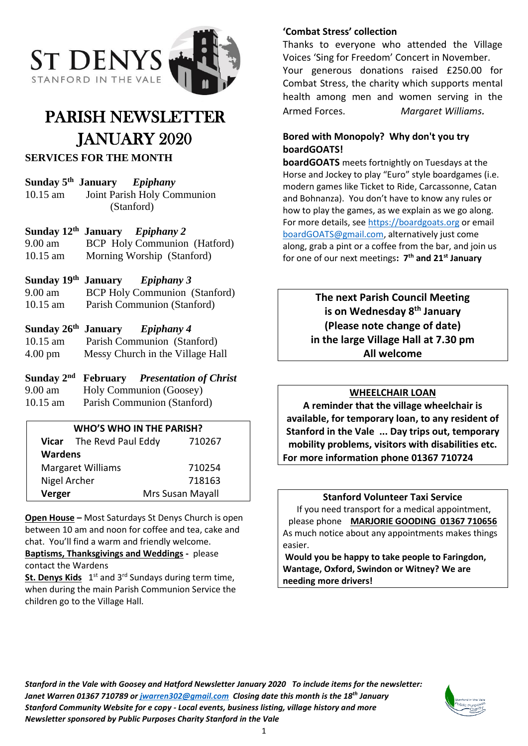# ST DENYS
STANFORD IN THE VALE

# PARISH NEWSLETTER JANUARY 2020

## SERVICES FOR THE MONTH

**Sunday 5th January** *Epiphany*
10.15 am Joint Parish Holy Communion (Stanford)

**Sunday 12th January** *Epiphany 2*
9.00 am BCP Holy Communion (Hatford)
10.15 am Morning Worship (Stanford)

**Sunday 19th January** *Epiphany 3*
9.00 am BCP Holy Communion (Stanford)
10.15 am Parish Communion (Stanford)

**Sunday 26th January** *Epiphany 4*
10.15 am Parish Communion (Stanford)
4.00 pm Messy Church in the Village Hall

**Sunday 2nd February** *Presentation of Christ*
9.00 am Holy Communion (Goosey)
10.15 am Parish Communion (Stanford)

| WHO'S WHO IN THE PARISH? | |
|---|---|
| **Vicar** The Revd Paul Eddy | 710267 |
| **Wardens** | |
| Margaret Williams | 710254 |
| Nigel Archer | 718163 |
| **Verger** | Mrs Susan Mayall |

**Open House –** Most Saturdays St Denys Church is open between 10 am and noon for coffee and tea, cake and chat. You'll find a warm and friendly welcome.

**Baptisms, Thanksgivings and Weddings -** please contact the Wardens

**St. Denys Kids** 1st and 3rd Sundays during term time, when during the main Parish Communion Service the children go to the Village Hall.

### 'Combat Stress' collection

Thanks to everyone who attended the Village Voices 'Sing for Freedom' Concert in November. Your generous donations raised £250.00 for Combat Stress, the charity which supports mental health among men and women serving in the Armed Forces. *Margaret Williams.*

### Bored with Monopoly? Why don't you try boardGOATS!

**boardGOATS** meets fortnightly on Tuesdays at the Horse and Jockey to play "Euro" style boardgames (i.e. modern games like Ticket to Ride, Carcassonne, Catan and Bohnanza). You don't have to know any rules or how to play the games, as we explain as we go along. For more details, see https://boardgoats.org or email boardGOATS@gmail.com, alternatively just come along, grab a pint or a coffee from the bar, and join us for one of our next meetings**: 7th and 21st January**

**The next Parish Council Meeting is on Wednesday 8th January (Please note change of date) in the large Village Hall at 7.30 pm All welcome**

**WHEELCHAIR LOAN**

**A reminder that the village wheelchair is available, for temporary loan, to any resident of Stanford in the Vale ... Day trips out, temporary mobility problems, visitors with disabilities etc. For more information phone 01367 710724**

**Stanford Volunteer Taxi Service**

If you need transport for a medical appointment, please phone **MARJORIE GOODING 01367 710656**
As much notice about any appointments makes things easier.

**Would you be happy to take people to Faringdon, Wantage, Oxford, Swindon or Witney? We are needing more drivers!**

***Stanford in the Vale with Goosey and Hatford Newsletter January 2020 To include items for the newsletter: Janet Warren 01367 710789 or jwarren302@gmail.com Closing date this month is the 18th January***
***Stanford Community Website for e copy - Local events, business listing, village history and more***
***Newsletter sponsored by Public Purposes Charity Stanford in the Vale***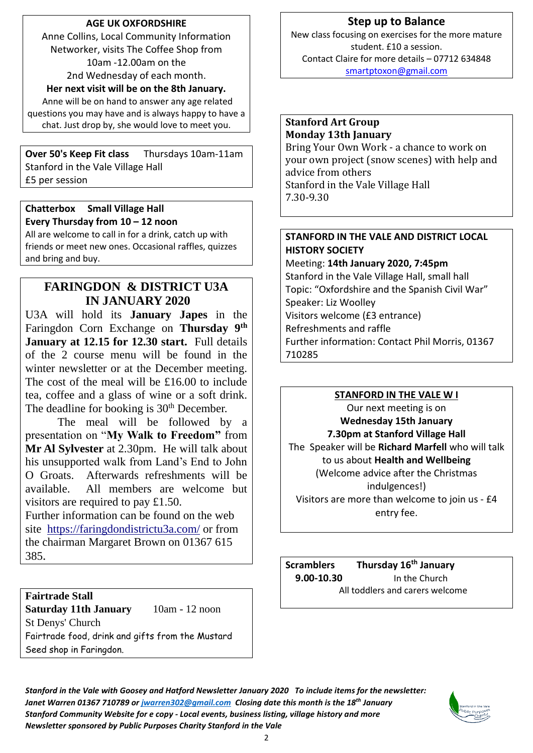## AGE UK OXFORDSHIRE

Anne Collins, Local Community Information Networker, visits The Coffee Shop from 10am -12.00am on the 2nd Wednesday of each month.

**Her next visit will be on the 8th January.**

Anne will be on hand to answer any age related questions you may have and is always happy to have a chat. Just drop by, she would love to meet you.

---

**Over 50's Keep Fit class** Thursdays 10am-11am
Stanford in the Vale Village Hall
£5 per session

---

**Chatterbox Small Village Hall**
**Every Thursday from 10 – 12 noon**
All are welcome to call in for a drink, catch up with friends or meet new ones. Occasional raffles, quizzes and bring and buy.

---

## FARINGDON & DISTRICT U3A IN JANUARY 2020

U3A will hold its **January Japes** in the Faringdon Corn Exchange on **Thursday 9th January at 12.15 for 12.30 start.** Full details of the 2 course menu will be found in the winter newsletter or at the December meeting. The cost of the meal will be £16.00 to include tea, coffee and a glass of wine or a soft drink. The deadline for booking is 30th December.

The meal will be followed by a presentation on "**My Walk to Freedom"** from **Mr Al Sylvester** at 2.30pm. He will talk about his unsupported walk from Land's End to John O Groats. Afterwards refreshments will be available. All members are welcome but visitors are required to pay £1.50.

Further information can be found on the web site https://faringdondistrictu3a.com/ or from the chairman Margaret Brown on 01367 615 385.

---

**Fairtrade Stall**
**Saturday 11th January** 10am - 12 noon
St Denys' Church
Fairtrade food, drink and gifts from the Mustard Seed shop in Faringdon.

---

## Step up to Balance

New class focusing on exercises for the more mature student. £10 a session.
Contact Claire for more details – 07712 634848
smartptoxon@gmail.com

---

**Stanford Art Group**
**Monday 13th January**
Bring Your Own Work - a chance to work on your own project (snow scenes) with help and advice from others
Stanford in the Vale Village Hall
7.30-9.30

---

**STANFORD IN THE VALE AND DISTRICT LOCAL HISTORY SOCIETY**
Meeting: **14th January 2020, 7:45pm**
Stanford in the Vale Village Hall, small hall
Topic: "Oxfordshire and the Spanish Civil War"
Speaker: Liz Woolley
Visitors welcome (£3 entrance)
Refreshments and raffle
Further information: Contact Phil Morris, 01367 710285

---

**STANFORD IN THE VALE W I**

Our next meeting is on
**Wednesday 15th January**
**7.30pm at Stanford Village Hall**
The Speaker will be **Richard Marfell** who will talk to us about **Health and Wellbeing**
(Welcome advice after the Christmas indulgences!)
Visitors are more than welcome to join us - £4 entry fee.

---

**Scramblers** **Thursday 16th January**
**9.00-10.30** In the Church
All toddlers and carers welcome

---

***Stanford in the Vale with Goosey and Hatford Newsletter January 2020 To include items for the newsletter: Janet Warren 01367 710789 or jwarren302@gmail.com Closing date this month is the 18th January***
***Stanford Community Website for e copy - Local events, business listing, village history and more***
***Newsletter sponsored by Public Purposes Charity Stanford in the Vale***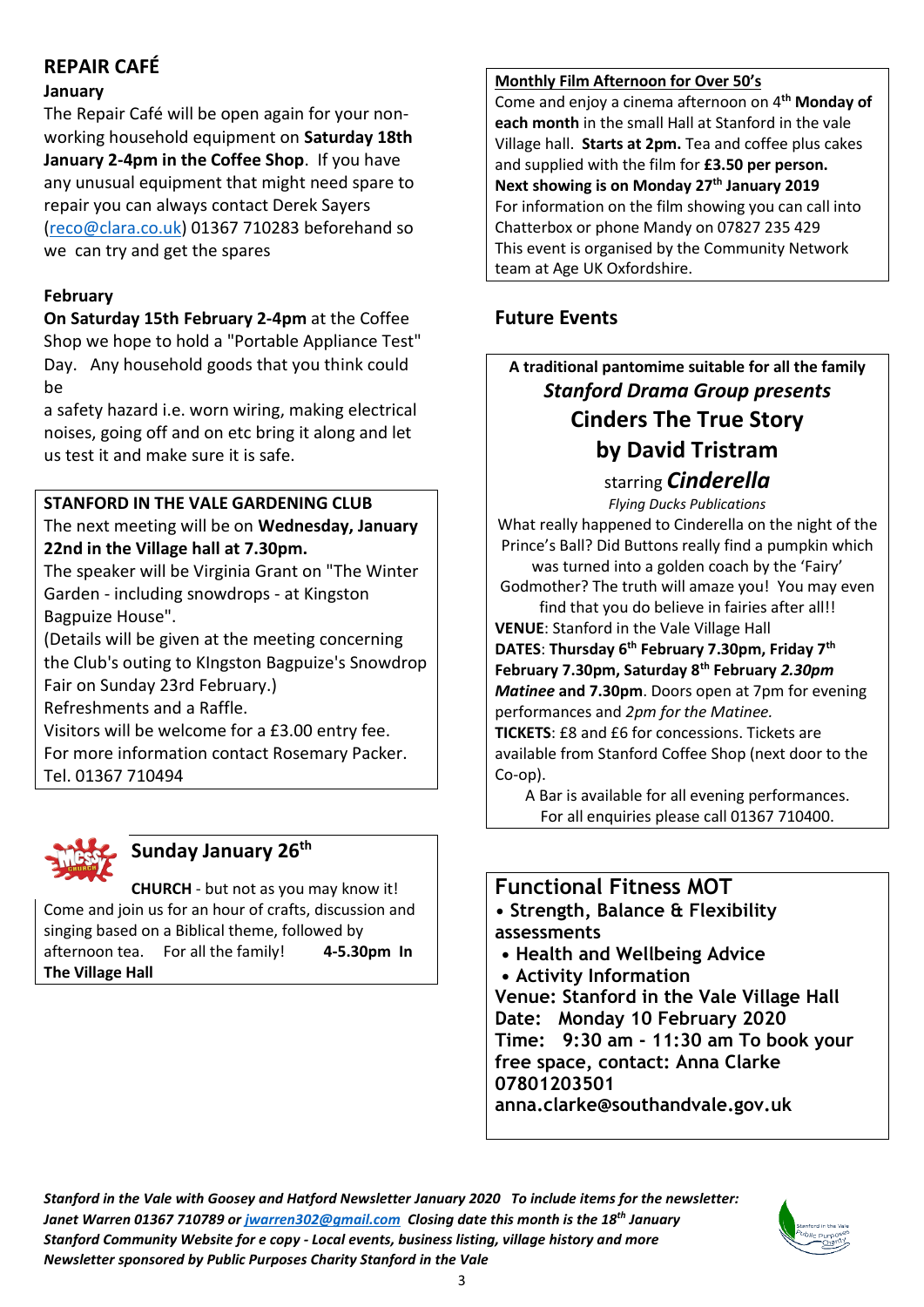## REPAIR CAFÉ

### January

The Repair Café will be open again for your non-working household equipment on **Saturday 18th January 2-4pm in the Coffee Shop**. If you have any unusual equipment that might need spare to repair you can always contact Derek Sayers (reco@clara.co.uk) 01367 710283 beforehand so we can try and get the spares

### February

**On Saturday 15th February 2-4pm** at the Coffee Shop we hope to hold a "Portable Appliance Test" Day. Any household goods that you think could be a safety hazard i.e. worn wiring, making electrical noises, going off and on etc bring it along and let us test it and make sure it is safe.

**STANFORD IN THE VALE GARDENING CLUB**

The next meeting will be on **Wednesday, January 22nd in the Village hall at 7.30pm.**

The speaker will be Virginia Grant on "The Winter Garden - including snowdrops - at Kingston Bagpuize House".

(Details will be given at the meeting concerning the Club's outing to KIngston Bagpuize's Snowdrop Fair on Sunday 23rd February.)

Refreshments and a Raffle.

Visitors will be welcome for a £3.00 entry fee.

For more information contact Rosemary Packer. Tel. 01367 710494

## Sunday January 26th

**CHURCH** - but not as you may know it!

Come and join us for an hour of crafts, discussion and singing based on a Biblical theme, followed by afternoon tea. For all the family! **4-5.30pm In The Village Hall**

**Monthly Film Afternoon for Over 50's**

Come and enjoy a cinema afternoon on 4th **Monday of each month** in the small Hall at Stanford in the vale Village hall. **Starts at 2pm.** Tea and coffee plus cakes and supplied with the film for **£3.50 per person.**

**Next showing is on Monday 27th January 2019**

For information on the film showing you can call into Chatterbox or phone Mandy on 07827 235 429

This event is organised by the Community Network team at Age UK Oxfordshire.

## Future Events

**A traditional pantomime suitable for all the family**

***Stanford Drama Group presents***

**Cinders The True Story**

**by David Tristram**

starring ***Cinderella***

*Flying Ducks Publications*

What really happened to Cinderella on the night of the Prince's Ball? Did Buttons really find a pumpkin which was turned into a golden coach by the 'Fairy' Godmother? The truth will amaze you! You may even find that you do believe in fairies after all!!

**VENUE**: Stanford in the Vale Village Hall

**DATES**: **Thursday 6th February 7.30pm, Friday 7th February 7.30pm, Saturday 8th February *2.30pm Matinee* and 7.30pm**. Doors open at 7pm for evening performances and *2pm for the Matinee.*

**TICKETS**: £8 and £6 for concessions. Tickets are available from Stanford Coffee Shop (next door to the Co-op).

A Bar is available for all evening performances.

For all enquiries please call 01367 710400.

## Functional Fitness MOT

- **Strength, Balance & Flexibility assessments**
- **Health and Wellbeing Advice**
- **Activity Information**

**Venue: Stanford in the Vale Village Hall**
**Date: Monday 10 February 2020**
**Time: 9:30 am - 11:30 am To book your free space, contact: Anna Clarke 07801203501 anna.clarke@southandvale.gov.uk**

*Stanford in the Vale with Goosey and Hatford Newsletter January 2020 To include items for the newsletter: Janet Warren 01367 710789 or jwarren302@gmail.com Closing date this month is the 18th January*
*Stanford Community Website for e copy - Local events, business listing, village history and more*
*Newsletter sponsored by Public Purposes Charity Stanford in the Vale*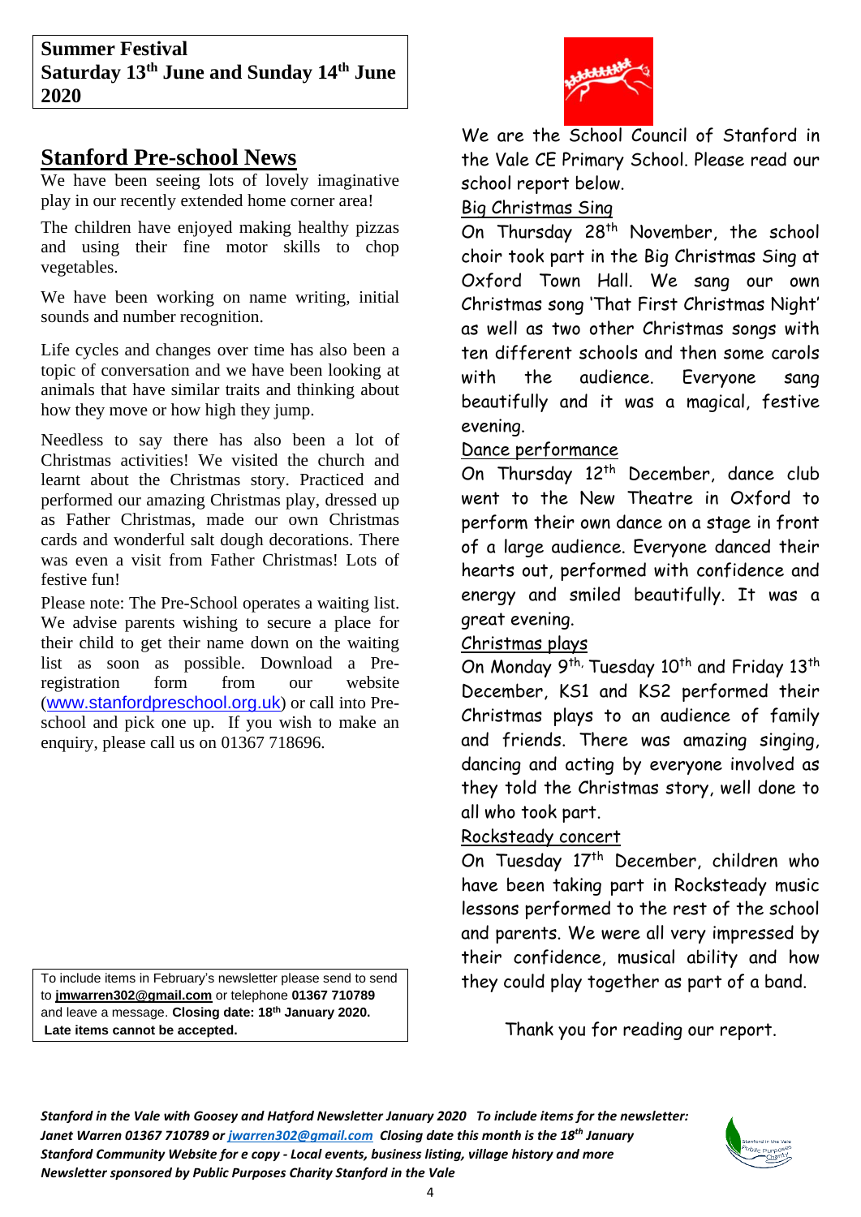**Summer Festival**
**Saturday 13th June and Sunday 14th June 2020**

## Stanford Pre-school News

We have been seeing lots of lovely imaginative play in our recently extended home corner area!

The children have enjoyed making healthy pizzas and using their fine motor skills to chop vegetables.

We have been working on name writing, initial sounds and number recognition.

Life cycles and changes over time has also been a topic of conversation and we have been looking at animals that have similar traits and thinking about how they move or how high they jump.

Needless to say there has also been a lot of Christmas activities! We visited the church and learnt about the Christmas story. Practiced and performed our amazing Christmas play, dressed up as Father Christmas, made our own Christmas cards and wonderful salt dough decorations. There was even a visit from Father Christmas! Lots of festive fun!

Please note: The Pre-School operates a waiting list. We advise parents wishing to secure a place for their child to get their name down on the waiting list as soon as possible. Download a Pre-registration form from our website (www.stanfordpreschool.org.uk) or call into Pre-school and pick one up. If you wish to make an enquiry, please call us on 01367 718696.

To include items in February's newsletter please send to send to **jmwarren302@gmail.com** or telephone **01367 710789** and leave a message. **Closing date: 18th January 2020. Late items cannot be accepted.**

We are the School Council of Stanford in the Vale CE Primary School. Please read our school report below.

Big Christmas Sing

On Thursday 28th November, the school choir took part in the Big Christmas Sing at Oxford Town Hall. We sang our own Christmas song 'That First Christmas Night' as well as two other Christmas songs with ten different schools and then some carols with the audience. Everyone sang beautifully and it was a magical, festive evening.

Dance performance

On Thursday 12th December, dance club went to the New Theatre in Oxford to perform their own dance on a stage in front of a large audience. Everyone danced their hearts out, performed with confidence and energy and smiled beautifully. It was a great evening.

Christmas plays

On Monday 9th, Tuesday 10th and Friday 13th December, KS1 and KS2 performed their Christmas plays to an audience of family and friends. There was amazing singing, dancing and acting by everyone involved as they told the Christmas story, well done to all who took part.

Rocksteady concert

On Tuesday 17th December, children who have been taking part in Rocksteady music lessons performed to the rest of the school and parents. We were all very impressed by their confidence, musical ability and how they could play together as part of a band.

Thank you for reading our report.